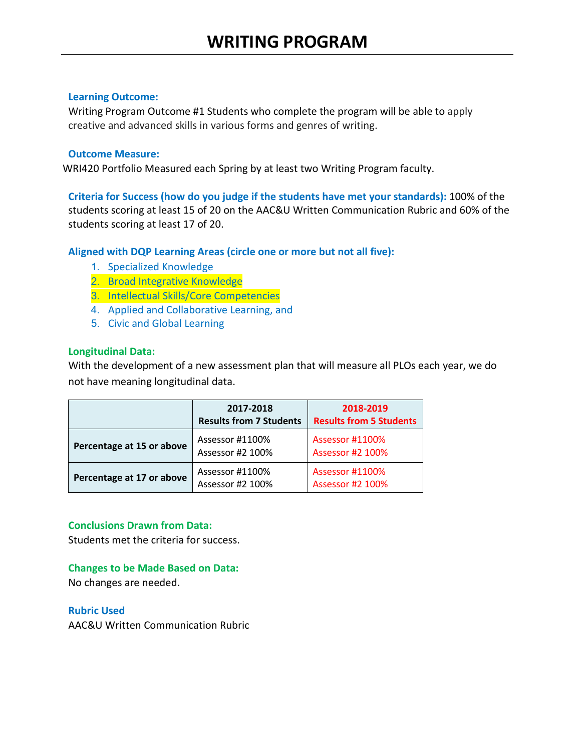# WRITING PROGRAM

**Learning Outcome:**

Writing Program Outcome #1 Students who complete the program will be able to apply creative and advanced skills in various forms and genres of writing.

**Outcome Measure:**

WRI420 Portfolio Measured each Spring by at least two Writing Program faculty.

**Criteria for Success (how do you judge if the students have met your standards):** 100% of the students scoring at least 15 of 20 on the AAC&U Written Communication Rubric and 60% of the students scoring at least 17 of 20.

**Aligned with DQP Learning Areas (circle one or more but not all five):**

1. Specialized Knowledge
2. Broad Integrative Knowledge
3. Intellectual Skills/Core Competencies
4. Applied and Collaborative Learning, and
5. Civic and Global Learning

**Longitudinal Data:**

With the development of a new assessment plan that will measure all PLOs each year, we do not have meaning longitudinal data.

| | 2017-2018 Results from 7 Students | 2018-2019 Results from 5 Students |
|---|---|---|
| **Percentage at 15 or above** | Assessor #1100%<br>Assessor #2 100% | Assessor #1100%<br>Assessor #2 100% |
| **Percentage at 17 or above** | Assessor #1100%<br>Assessor #2 100% | Assessor #1100%<br>Assessor #2 100% |

**Conclusions Drawn from Data:**

Students met the criteria for success.

**Changes to be Made Based on Data:**

No changes are needed.

**Rubric Used**

AAC&U Written Communication Rubric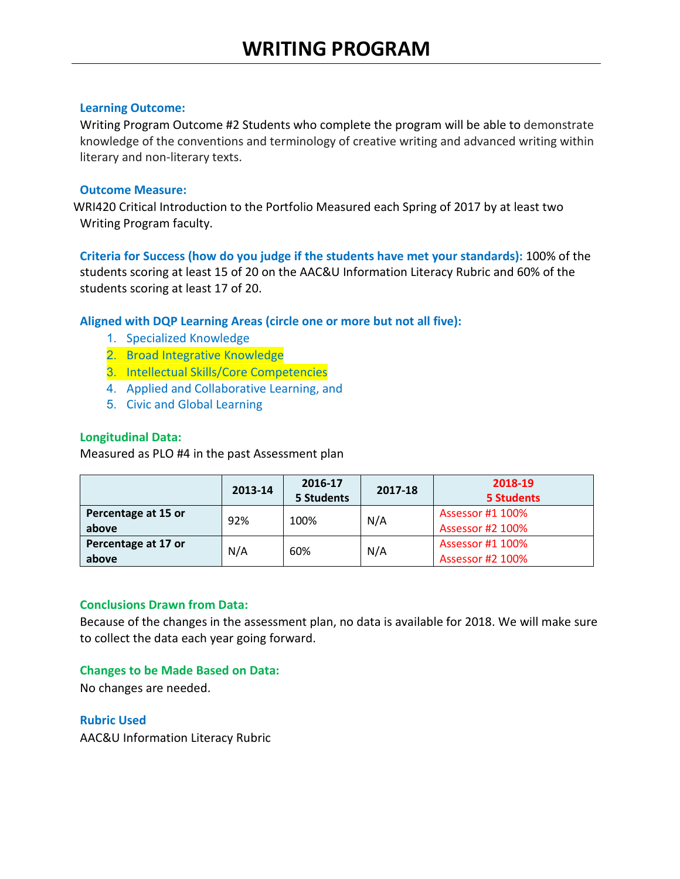# WRITING PROGRAM

**Learning Outcome:**

Writing Program Outcome #2 Students who complete the program will be able to demonstrate knowledge of the conventions and terminology of creative writing and advanced writing within literary and non-literary texts.

**Outcome Measure:**

WRI420 Critical Introduction to the Portfolio Measured each Spring of 2017 by at least two Writing Program faculty.

**Criteria for Success (how do you judge if the students have met your standards):** 100% of the students scoring at least 15 of 20 on the AAC&U Information Literacy Rubric and 60% of the students scoring at least 17 of 20.

**Aligned with DQP Learning Areas (circle one or more but not all five):**

1. Specialized Knowledge
2. Broad Integrative Knowledge
3. Intellectual Skills/Core Competencies
4. Applied and Collaborative Learning, and
5. Civic and Global Learning

**Longitudinal Data:**

Measured as PLO #4 in the past Assessment plan

| | 2013-14 | 2016-17 5 Students | 2017-18 | 2018-19 5 Students |
|---|---|---|---|---|
| **Percentage at 15 or above** | 92% | 100% | N/A | Assessor #1 100% Assessor #2 100% |
| **Percentage at 17 or above** | N/A | 60% | N/A | Assessor #1 100% Assessor #2 100% |

**Conclusions Drawn from Data:**

Because of the changes in the assessment plan, no data is available for 2018. We will make sure to collect the data each year going forward.

**Changes to be Made Based on Data:**

No changes are needed.

**Rubric Used**

AAC&U Information Literacy Rubric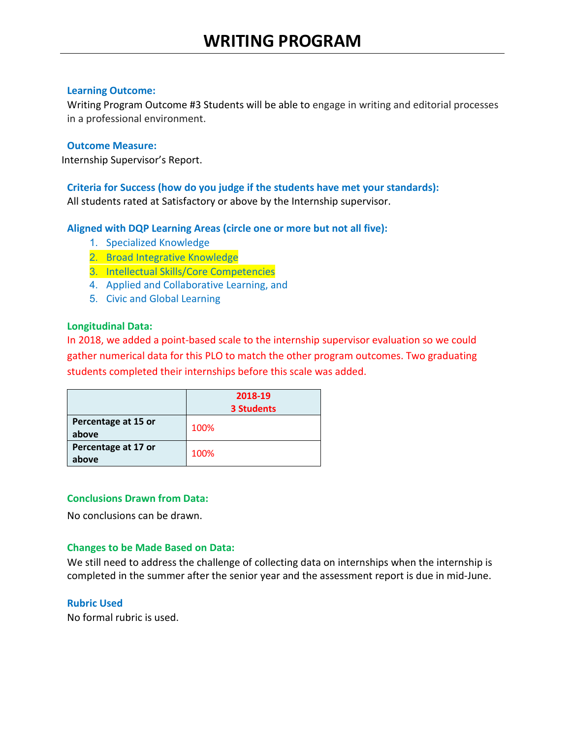# WRITING PROGRAM

**Learning Outcome:**

Writing Program Outcome #3 Students will be able to engage in writing and editorial processes in a professional environment.

**Outcome Measure:**

Internship Supervisor's Report.

**Criteria for Success (how do you judge if the students have met your standards):**

All students rated at Satisfactory or above by the Internship supervisor.

**Aligned with DQP Learning Areas (circle one or more but not all five):**

1. Specialized Knowledge
2. Broad Integrative Knowledge
3. Intellectual Skills/Core Competencies
4. Applied and Collaborative Learning, and
5. Civic and Global Learning

**Longitudinal Data:**

In 2018, we added a point-based scale to the internship supervisor evaluation so we could gather numerical data for this PLO to match the other program outcomes. Two graduating students completed their internships before this scale was added.

| | 2018-19<br>3 Students |
|---|---|
| **Percentage at 15 or above** | 100% |
| **Percentage at 17 or above** | 100% |

**Conclusions Drawn from Data:**

No conclusions can be drawn.

**Changes to be Made Based on Data:**

We still need to address the challenge of collecting data on internships when the internship is completed in the summer after the senior year and the assessment report is due in mid-June.

**Rubric Used**

No formal rubric is used.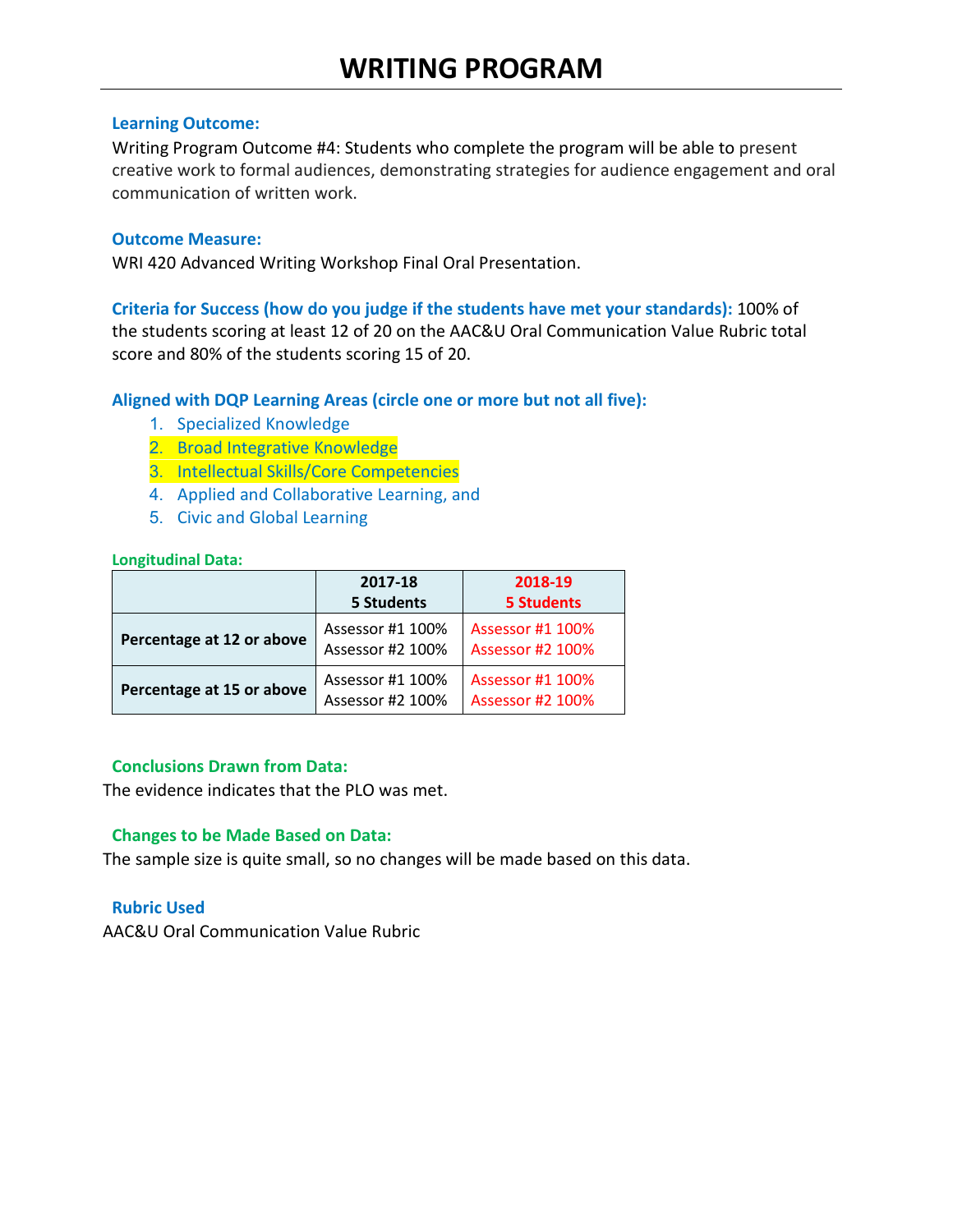# WRITING PROGRAM

**Learning Outcome:**

Writing Program Outcome #4: Students who complete the program will be able to present creative work to formal audiences, demonstrating strategies for audience engagement and oral communication of written work.

**Outcome Measure:**

WRI 420 Advanced Writing Workshop Final Oral Presentation.

**Criteria for Success (how do you judge if the students have met your standards):** 100% of the students scoring at least 12 of 20 on the AAC&U Oral Communication Value Rubric total score and 80% of the students scoring 15 of 20.

**Aligned with DQP Learning Areas (circle one or more but not all five):**

1. Specialized Knowledge
2. Broad Integrative Knowledge
3. Intellectual Skills/Core Competencies
4. Applied and Collaborative Learning, and
5. Civic and Global Learning

**Longitudinal Data:**

| | 2017-18<br>5 Students | 2018-19<br>5 Students |
|---|---|---|
| **Percentage at 12 or above** | Assessor #1 100%<br>Assessor #2 100% | Assessor #1 100%<br>Assessor #2 100% |
| **Percentage at 15 or above** | Assessor #1 100%<br>Assessor #2 100% | Assessor #1 100%<br>Assessor #2 100% |

**Conclusions Drawn from Data:**

The evidence indicates that the PLO was met.

**Changes to be Made Based on Data:**

The sample size is quite small, so no changes will be made based on this data.

**Rubric Used**

AAC&U Oral Communication Value Rubric